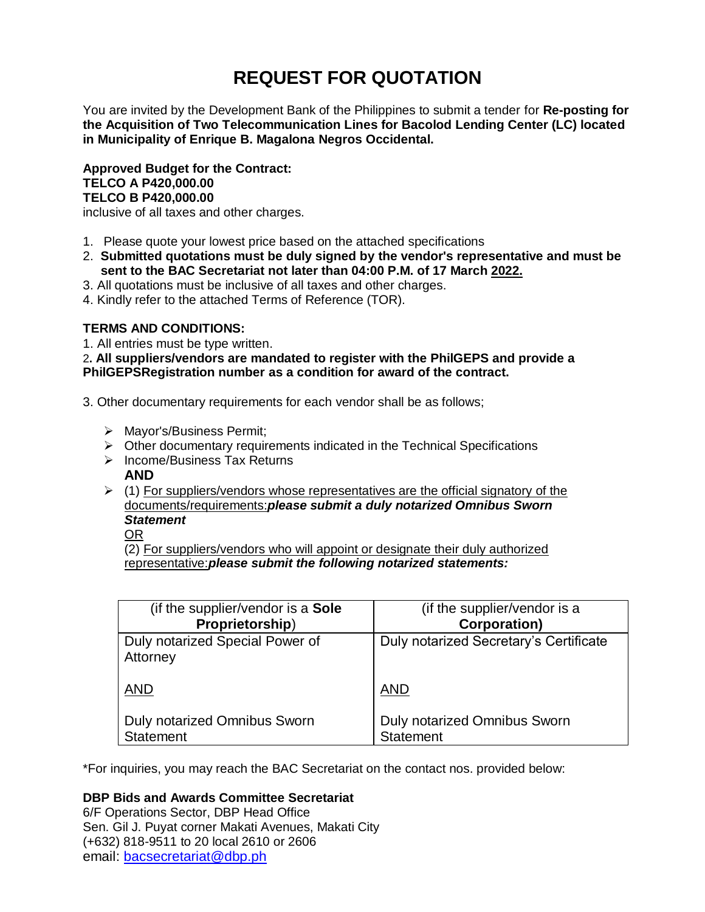# REQUEST FOR QUOTATION

You are invited by the Development Bank of the Philippines to submit a tender for **Re-posting for the Acquisition of Two Telecommunication Lines for Bacolod Lending Center (LC) located in Municipality of Enrique B. Magalona Negros Occidental.**

**Approved Budget for the Contract:**
**TELCO A P420,000.00**
**TELCO B P420,000.00**
inclusive of all taxes and other charges.

1. Please quote your lowest price based on the attached specifications
2. **Submitted quotations must be duly signed by the vendor's representative and must be sent to the BAC Secretariat not later than 04:00 P.M. of 17 March 2022.**
3. All quotations must be inclusive of all taxes and other charges.
4. Kindly refer to the attached Terms of Reference (TOR).

**TERMS AND CONDITIONS:**

1. All entries must be type written.
2. **All suppliers/vendors are mandated to register with the PhilGEPS and provide a PhilGEPSRegistration number as a condition for award of the contract.**

3. Other documentary requirements for each vendor shall be as follows;

- Mayor's/Business Permit;
- Other documentary requirements indicated in the Technical Specifications
- Income/Business Tax Returns
  **AND**
- (1) For suppliers/vendors whose representatives are the official signatory of the documents/requirements:***please submit a duly notarized Omnibus Sworn Statement***
  OR
  (2) For suppliers/vendors who will appoint or designate their duly authorized representative:***please submit the following notarized statements:***

| (if the supplier/vendor is a **Sole Proprietorship**) | (if the supplier/vendor is a **Corporation)** |
|---|---|
| Duly notarized Special Power of Attorney<br><br>AND<br><br>Duly notarized Omnibus Sworn Statement | Duly notarized Secretary's Certificate<br><br>AND<br><br>Duly notarized Omnibus Sworn Statement |

*For inquiries, you may reach the BAC Secretariat on the contact nos. provided below:

**DBP Bids and Awards Committee Secretariat**
6/F Operations Sector, DBP Head Office
Sen. Gil J. Puyat corner Makati Avenues, Makati City
(+632) 818-9511 to 20 local 2610 or 2606
email: bacsecretariat@dbp.ph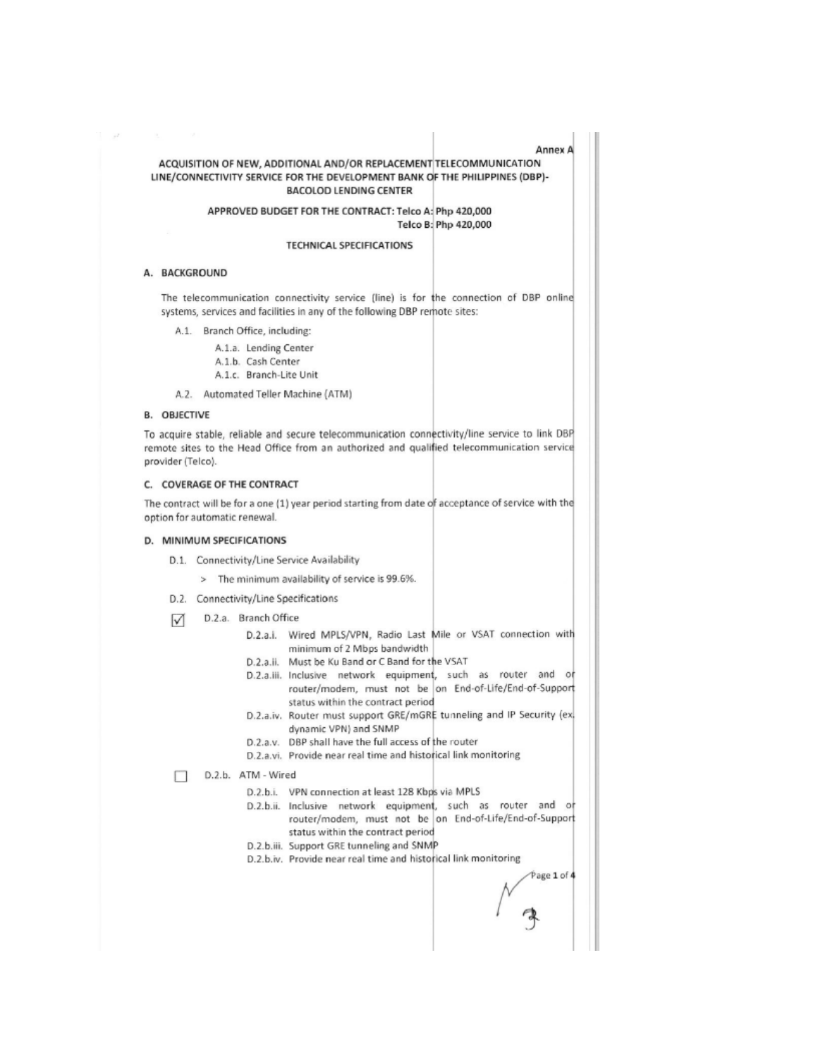Annex A

# ACQUISITION OF NEW, ADDITIONAL AND/OR REPLACEMENT TELECOMMUNICATION LINE/CONNECTIVITY SERVICE FOR THE DEVELOPMENT BANK OF THE PHILIPPINES (DBP)-BACOLOD LENDING CENTER

**APPROVED BUDGET FOR THE CONTRACT: Telco A: Php 420,000**
**Telco B: Php 420,000**

## TECHNICAL SPECIFICATIONS

### A. BACKGROUND

The telecommunication connectivity service (line) is for the connection of DBP online systems, services and facilities in any of the following DBP remote sites:

- A.1. Branch Office, including:
  - A.1.a. Lending Center
  - A.1.b. Cash Center
  - A.1.c. Branch-Lite Unit
- A.2. Automated Teller Machine (ATM)

### B. OBJECTIVE

To acquire stable, reliable and secure telecommunication connectivity/line service to link DBP remote sites to the Head Office from an authorized and qualified telecommunication service provider (Telco).

### C. COVERAGE OF THE CONTRACT

The contract will be for a one (1) year period starting from date of acceptance of service with the option for automatic renewal.

### D. MINIMUM SPECIFICATIONS

- D.1. Connectivity/Line Service Availability
  - > The minimum availability of service is 99.6%.
- D.2. Connectivity/Line Specifications

☑ D.2.a. Branch Office

- D.2.a.i. Wired MPLS/VPN, Radio Last Mile or VSAT connection with minimum of 2 Mbps bandwidth
- D.2.a.ii. Must be Ku Band or C Band for the VSAT
- D.2.a.iii. Inclusive network equipment, such as router and or router/modem, must not be on End-of-Life/End-of-Support status within the contract period
- D.2.a.iv. Router must support GRE/mGRE tunneling and IP Security (ex. dynamic VPN) and SNMP
- D.2.a.v. DBP shall have the full access of the router
- D.2.a.vi. Provide near real time and historical link monitoring

☐ D.2.b. ATM - Wired

- D.2.b.i. VPN connection at least 128 Kbps via MPLS
- D.2.b.ii. Inclusive network equipment, such as router and or router/modem, must not be on End-of-Life/End-of-Support status within the contract period
- D.2.b.iii. Support GRE tunneling and SNMP
- D.2.b.iv. Provide near real time and historical link monitoring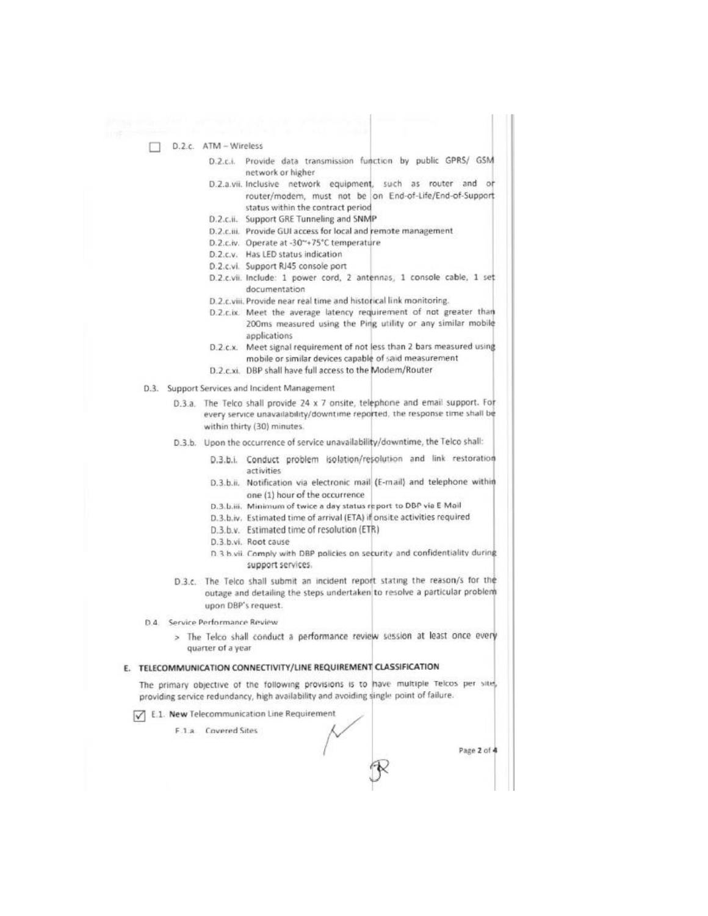☐ D.2.c. ATM – Wireless

- D.2.c.i. Provide data transmission function by public GPRS/ GSM network or higher
- D.2.a.vii. Inclusive network equipment, such as router and or router/modem, must not be on End-of-Life/End-of-Support status within the contract period
- D.2.c.ii. Support GRE Tunneling and SNMP
- D.2.c.iii. Provide GUI access for local and remote management
- D.2.c.iv. Operate at -30~+75°C temperature
- D.2.c.v. Has LED status indication
- D.2.c.vi. Support RJ45 console port
- D.2.c.vii. Include: 1 power cord, 2 antennas, 1 console cable, 1 set documentation
- D.2.c.viii. Provide near real time and historical link monitoring.
- D.2.c.ix. Meet the average latency requirement of not greater than 200ms measured using the Ping utility or any similar mobile applications
- D.2.c.x. Meet signal requirement of not less than 2 bars measured using mobile or similar devices capable of said measurement
- D.2.c.xi. DBP shall have full access to the Modem/Router

D.3. Support Services and Incident Management

- D.3.a. The Telco shall provide 24 x 7 onsite, telephone and email support. For every service unavailability/downtime reported, the response time shall be within thirty (30) minutes.
- D.3.b. Upon the occurrence of service unavailability/downtime, the Telco shall:
  - D.3.b.i. Conduct problem isolation/resolution and link restoration activities
  - D.3.b.ii. Notification via electronic mail (E-mail) and telephone within one (1) hour of the occurrence
  - D.3.b.iii. Minimum of twice a day status report to DBP via E Mail
  - D.3.b.iv. Estimated time of arrival (ETA) if onsite activities required
  - D.3.b.v. Estimated time of resolution (ETR)
  - D.3.b.vi. Root cause
  - D.3.b.vii. Comply with DBP policies on security and confidentiality during support services.
- D.3.c. The Telco shall submit an incident report stating the reason/s for the outage and detailing the steps undertaken to resolve a particular problem upon DBP's request.

D.4. Service Performance Review

> The Telco shall conduct a performance review session at least once every quarter of a year

## E. TELECOMMUNICATION CONNECTIVITY/LINE REQUIREMENT CLASSIFICATION

The primary objective of the following provisions is to have multiple Telcos per site, providing service redundancy, high availability and avoiding single point of failure.

☑ E.1. **New** Telecommunication Line Requirement

E.1.a. Covered Sites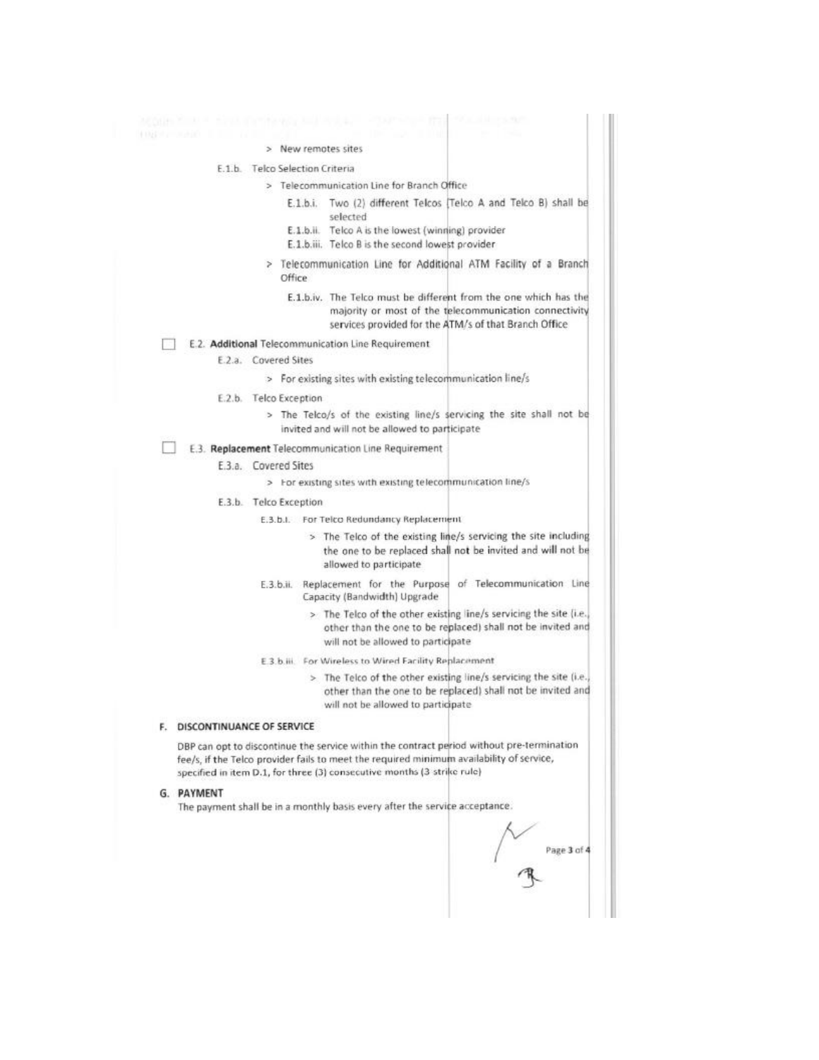> New remotes sites

E.1.b. Telco Selection Criteria

> Telecommunication Line for Branch Office

E.1.b.i. Two (2) different Telcos (Telco A and Telco B) shall be selected

E.1.b.ii. Telco A is the lowest (winning) provider

E.1.b.iii. Telco B is the second lowest provider

> Telecommunication Line for Additional ATM Facility of a Branch Office

E.1.b.iv. The Telco must be different from the one which has the majority or most of the telecommunication connectivity services provided for the ATM/s of that Branch Office

☐ E.2. **Additional** Telecommunication Line Requirement

E.2.a. Covered Sites

> For existing sites with existing telecommunication line/s

E.2.b. Telco Exception

> The Telco/s of the existing line/s servicing the site shall not be invited and will not be allowed to participate

☐ E.3. **Replacement** Telecommunication Line Requirement

E.3.a. Covered Sites

> For existing sites with existing telecommunication line/s

E.3.b. Telco Exception

E.3.b.i. For Telco Redundancy Replacement

> The Telco of the existing line/s servicing the site including the one to be replaced shall not be invited and will not be allowed to participate

E.3.b.ii. Replacement for the Purpose of Telecommunication Line Capacity (Bandwidth) Upgrade

> The Telco of the other existing line/s servicing the site (i.e., other than the one to be replaced) shall not be invited and will not be allowed to participate

E.3.b.iii. For Wireless to Wired Facility Replacement

> The Telco of the other existing line/s servicing the site (i.e., other than the one to be replaced) shall not be invited and will not be allowed to participate

## F. DISCONTINUANCE OF SERVICE

DBP can opt to discontinue the service within the contract period without pre-termination fee/s, if the Telco provider fails to meet the required minimum availability of service, specified in item D.1, for three (3) consecutive months (3 strike rule)

## G. PAYMENT

The payment shall be in a monthly basis every after the service acceptance.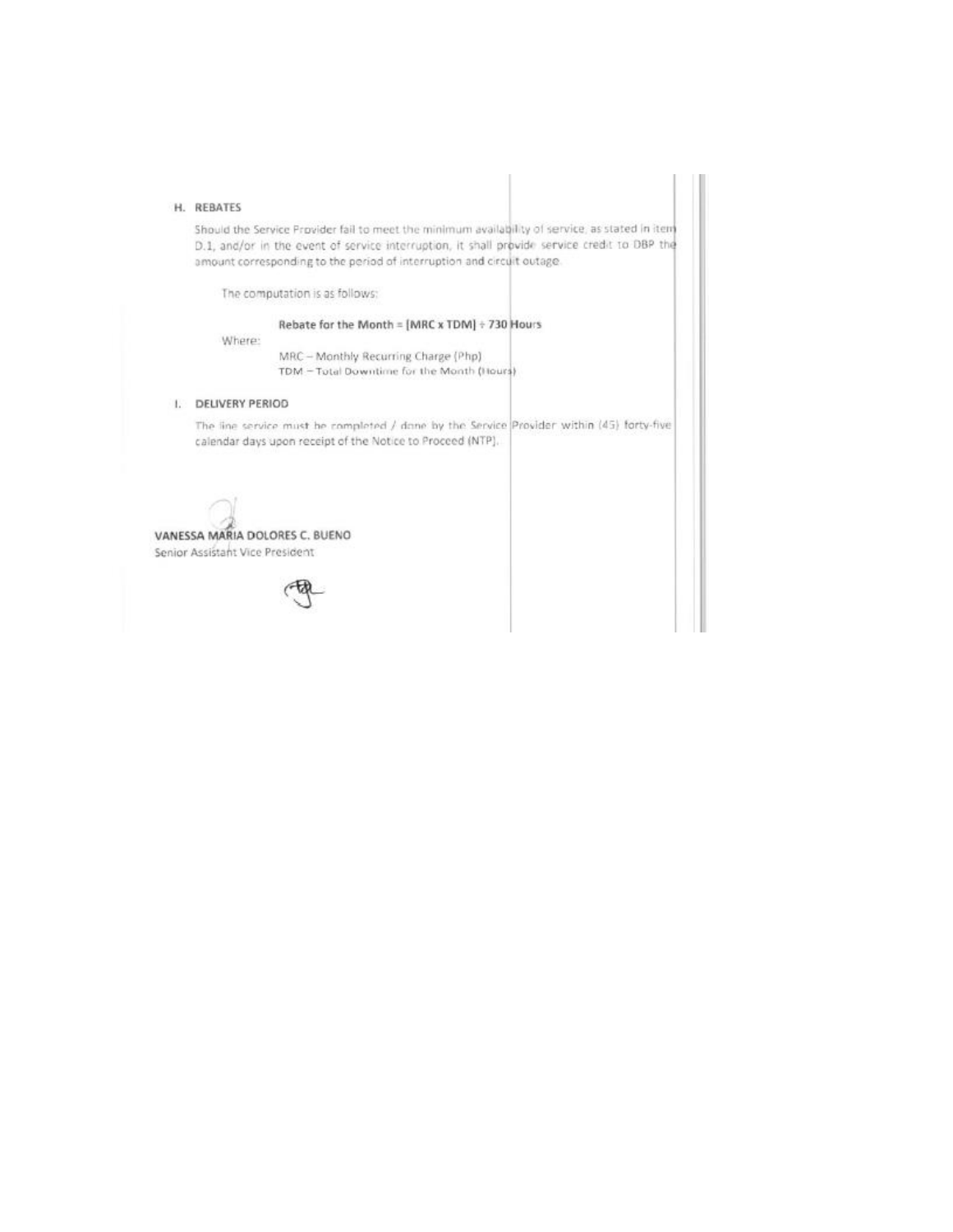## H. REBATES

Should the Service Provider fail to meet the minimum availability of service, as stated in item D.1, and/or in the event of service interruption, it shall provide service credit to DBP the amount corresponding to the period of interruption and circuit outage.

The computation is as follows:

**Rebate for the Month = [MRC x TDM] ÷ 730 Hours**

Where:

MRC – Monthly Recurring Charge (Php)
TDM – Total Downtime for the Month (Hours)

## I. DELIVERY PERIOD

The line service must be completed / done by the Service Provider within (45) forty-five calendar days upon receipt of the Notice to Proceed (NTP).

**VANESSA MARIA DOLORES C. BUENO**
Senior Assistant Vice President